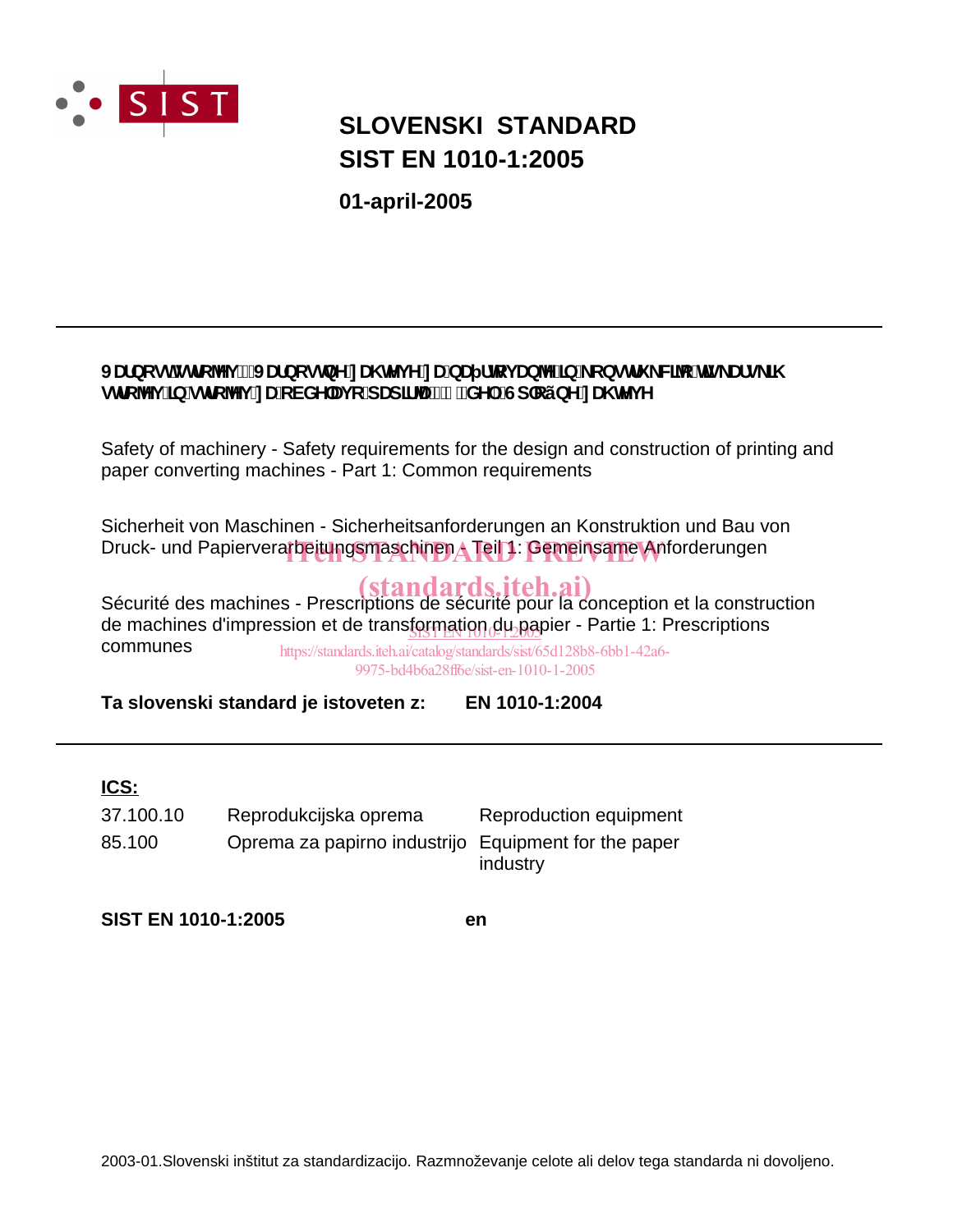**SLOVENSKI STANDARD**
**SIST EN 1010-1:2005**

**01-april-2005**

---

**Varnost strojev - Varnostne zahteve za načrtovanje in konstrukcijo tiskarskih strojev in strojev za obdelavo papirja - 1. del: Splošne zahteve**

Safety of machinery - Safety requirements for the design and construction of printing and paper converting machines - Part 1: Common requirements

Sicherheit von Maschinen - Sicherheitsanforderungen an Konstruktion und Bau von Druck- und Papierverarbeitungsmaschinen - Teil 1: Gemeinsame Anforderungen

Sécurité des machines - Prescriptions de sécurité pour la conception et la construction de machines d'impression et de transformation du papier - Partie 1: Prescriptions communes

**Ta slovenski standard je istoveten z: EN 1010-1:2004**

---

**ICS:**

| | | |
|---|---|---|
| 37.100.10 | Reprodukcijska oprema | Reproduction equipment |
| 85.100 | Oprema za papirno industrijo | Equipment for the paper industry |

**SIST EN 1010-1:2005** **en**

2003-01.Slovenski inštitut za standardizacijo. Razmnoževanje celote ali delov tega standarda ni dovoljeno.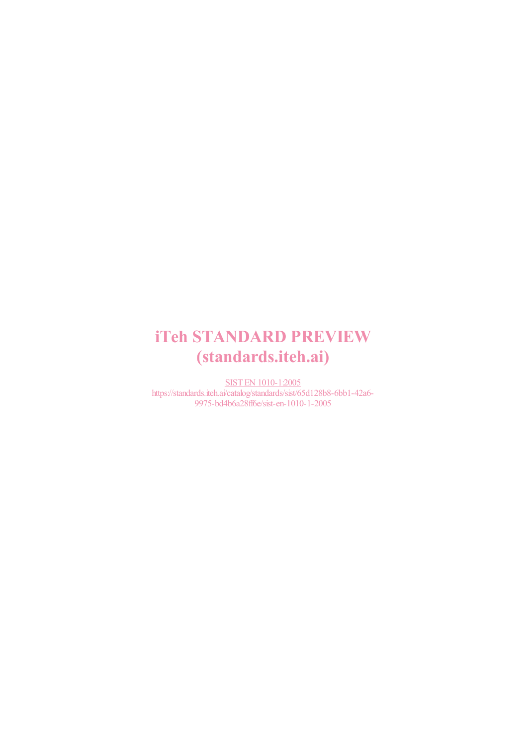iTeh STANDARD PREVIEW
(standards.iteh.ai)

SIST EN 1010-1:2005
https://standards.iteh.ai/catalog/standards/sist/65d128b8-6bb1-42a6-9975-bd4b6a28ff6e/sist-en-1010-1-2005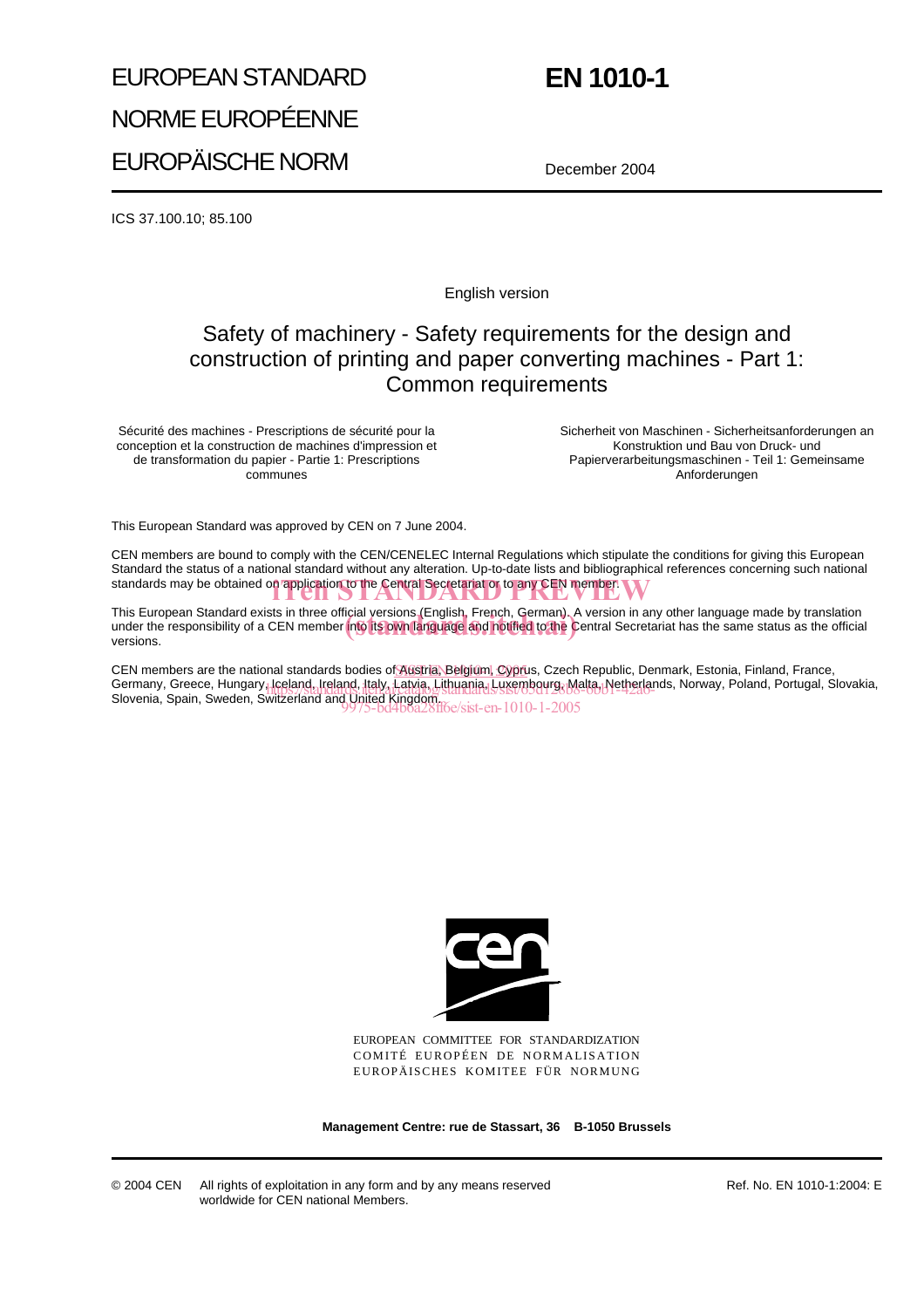# EUROPEAN STANDARD

# NORME EUROPÉENNE

# EUROPÄISCHE NORM

# EN 1010-1

December 2004

ICS 37.100.10; 85.100

English version

## Safety of machinery - Safety requirements for the design and construction of printing and paper converting machines - Part 1: Common requirements

Sécurité des machines - Prescriptions de sécurité pour la conception et la construction de machines d'impression et de transformation du papier - Partie 1: Prescriptions communes

Sicherheit von Maschinen - Sicherheitsanforderungen an Konstruktion und Bau von Druck- und Papierverarbeitungsmaschinen - Teil 1: Gemeinsame Anforderungen

This European Standard was approved by CEN on 7 June 2004.

CEN members are bound to comply with the CEN/CENELEC Internal Regulations which stipulate the conditions for giving this European Standard the status of a national standard without any alteration. Up-to-date lists and bibliographical references concerning such national standards may be obtained on application to the Central Secretariat or to any CEN member.

This European Standard exists in three official versions (English, French, German). A version in any other language made by translation under the responsibility of a CEN member into its own language and notified to the Central Secretariat has the same status as the official versions.

CEN members are the national standards bodies of Austria, Belgium, Cyprus, Czech Republic, Denmark, Estonia, Finland, France, Germany, Greece, Hungary, Iceland, Ireland, Italy, Latvia, Lithuania, Luxembourg, Malta, Netherlands, Norway, Poland, Portugal, Slovakia, Slovenia, Spain, Sweden, Switzerland and United Kingdom.

EUROPEAN COMMITTEE FOR STANDARDIZATION
COMITÉ EUROPÉEN DE NORMALISATION
EUROPÄISCHES KOMITEE FÜR NORMUNG

**Management Centre: rue de Stassart, 36 B-1050 Brussels**

© 2004 CEN All rights of exploitation in any form and by any means reserved worldwide for CEN national Members.

Ref. No. EN 1010-1:2004: E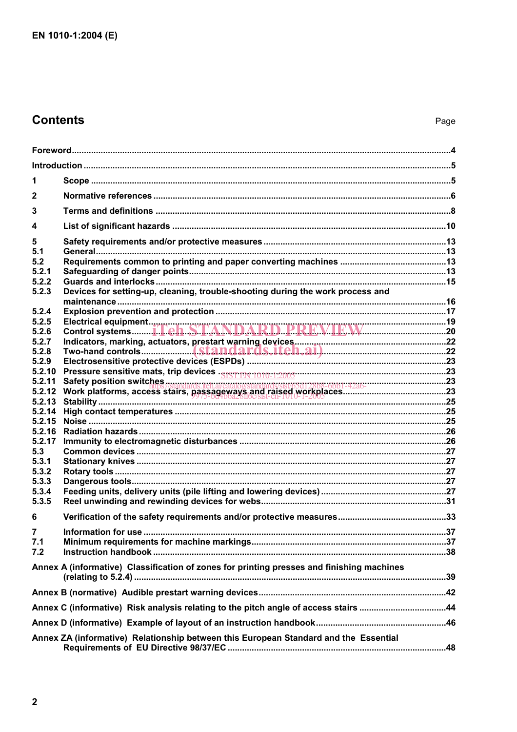## Contents

| | | Page |
|---|---|---|
| **Foreword** | | **4** |
| **Introduction** | | **5** |
| **1** | **Scope** | **5** |
| **2** | **Normative references** | **6** |
| **3** | **Terms and definitions** | **8** |
| **4** | **List of significant hazards** | **10** |
| **5** | **Safety requirements and/or protective measures** | **13** |
| **5.1** | **General** | **13** |
| **5.2** | **Requirements common to printing and paper converting machines** | **13** |
| **5.2.1** | **Safeguarding of danger points** | **13** |
| **5.2.2** | **Guards and interlocks** | **15** |
| **5.2.3** | **Devices for setting-up, cleaning, trouble-shooting during the work process and maintenance** | **16** |
| **5.2.4** | **Explosion prevention and protection** | **17** |
| **5.2.5** | **Electrical equipment** | **19** |
| **5.2.6** | **Control systems** | **20** |
| **5.2.7** | **Indicators, marking, actuators, prestart warning devices** | **22** |
| **5.2.8** | **Two-hand controls** | **22** |
| **5.2.9** | **Electrosensitive protective devices (ESPDs)** | **23** |
| **5.2.10** | **Pressure sensitive mats, trip devices** | **23** |
| **5.2.11** | **Safety position switches** | **23** |
| **5.2.12** | **Work platforms, access stairs, passageways and raised workplaces** | **23** |
| **5.2.13** | **Stability** | **25** |
| **5.2.14** | **High contact temperatures** | **25** |
| **5.2.15** | **Noise** | **25** |
| **5.2.16** | **Radiation hazards** | **26** |
| **5.2.17** | **Immunity to electromagnetic disturbances** | **26** |
| **5.3** | **Common devices** | **27** |
| **5.3.1** | **Stationary knives** | **27** |
| **5.3.2** | **Rotary tools** | **27** |
| **5.3.3** | **Dangerous tools** | **27** |
| **5.3.4** | **Feeding units, delivery units (pile lifting and lowering devices)** | **27** |
| **5.3.5** | **Reel unwinding and rewinding devices for webs** | **31** |
| **6** | **Verification of the safety requirements and/or protective measures** | **33** |
| **7** | **Information for use** | **37** |
| **7.1** | **Minimum requirements for machine markings** | **37** |
| **7.2** | **Instruction handbook** | **38** |
| **Annex A (informative) Classification of zones for printing presses and finishing machines (relating to 5.2.4)** | | **39** |
| **Annex B (normative) Audible prestart warning devices** | | **42** |
| **Annex C (informative) Risk analysis relating to the pitch angle of access stairs** | | **44** |
| **Annex D (informative) Example of layout of an instruction handbook** | | **46** |
| **Annex ZA (informative) Relationship between this European Standard and the Essential Requirements of EU Directive 98/37/EC** | | **48** |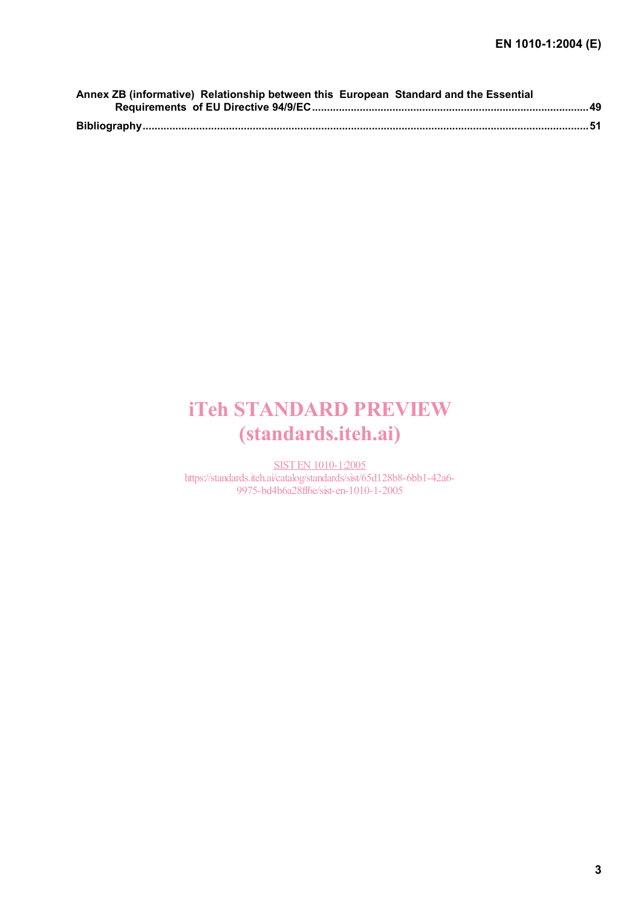**Annex ZB (informative) Relationship between this European Standard and the Essential Requirements of EU Directive 94/9/EC** .......... **49**

**Bibliography** .......... **51**

iTeh STANDARD PREVIEW
(standards.iteh.ai)

SIST EN 1010-1:2005
https://standards.iteh.ai/catalog/standards/sist/65d128b8-6bb1-42a6-9975-bd4b6a28ff6e/sist-en-1010-1-2005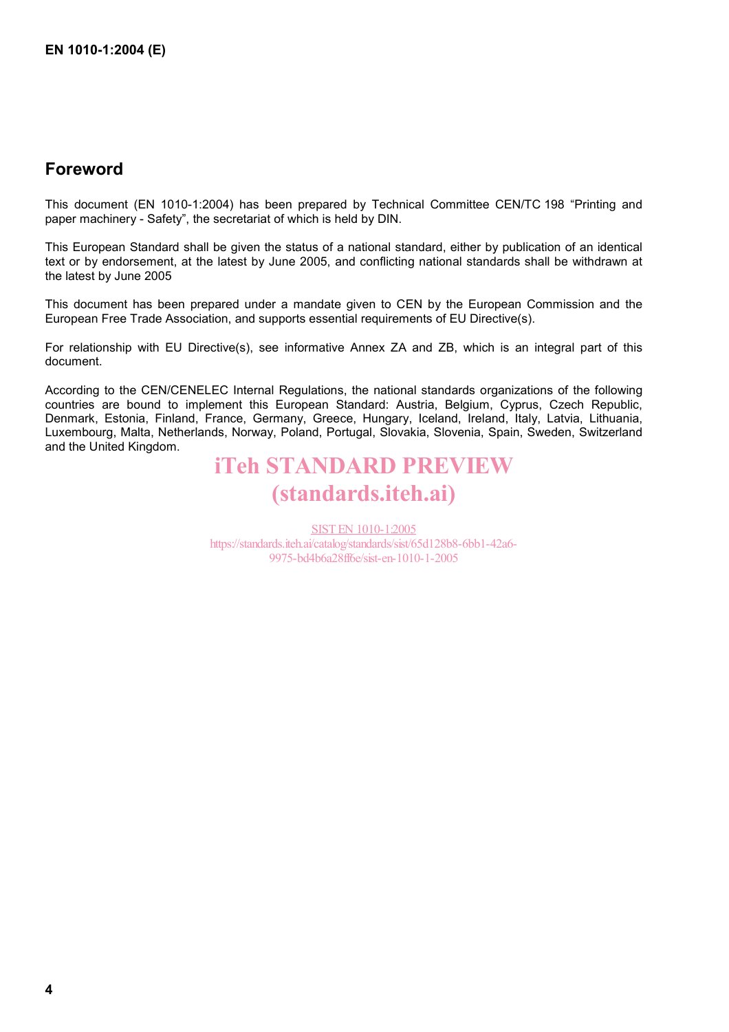## Foreword

This document (EN 1010-1:2004) has been prepared by Technical Committee CEN/TC 198 "Printing and paper machinery - Safety", the secretariat of which is held by DIN.

This European Standard shall be given the status of a national standard, either by publication of an identical text or by endorsement, at the latest by June 2005, and conflicting national standards shall be withdrawn at the latest by June 2005

This document has been prepared under a mandate given to CEN by the European Commission and the European Free Trade Association, and supports essential requirements of EU Directive(s).

For relationship with EU Directive(s), see informative Annex ZA and ZB, which is an integral part of this document.

According to the CEN/CENELEC Internal Regulations, the national standards organizations of the following countries are bound to implement this European Standard: Austria, Belgium, Cyprus, Czech Republic, Denmark, Estonia, Finland, France, Germany, Greece, Hungary, Iceland, Ireland, Italy, Latvia, Lithuania, Luxembourg, Malta, Netherlands, Norway, Poland, Portugal, Slovakia, Slovenia, Spain, Sweden, Switzerland and the United Kingdom.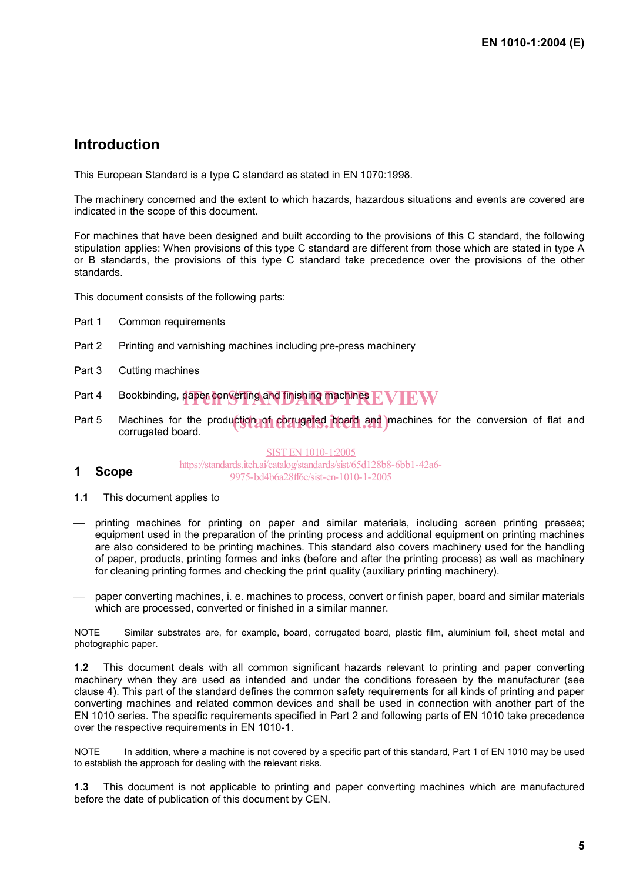## Introduction

This European Standard is a type C standard as stated in EN 1070:1998.

The machinery concerned and the extent to which hazards, hazardous situations and events are covered are indicated in the scope of this document.

For machines that have been designed and built according to the provisions of this C standard, the following stipulation applies: When provisions of this type C standard are different from those which are stated in type A or B standards, the provisions of this type C standard take precedence over the provisions of the other standards.

This document consists of the following parts:

Part 1 Common requirements

Part 2 Printing and varnishing machines including pre-press machinery

Part 3 Cutting machines

Part 4 Bookbinding, paper converting and finishing machines

Part 5 Machines for the production of corrugated board and machines for the conversion of flat and corrugated board.

## 1 Scope

**1.1** This document applies to

— printing machines for printing on paper and similar materials, including screen printing presses; equipment used in the preparation of the printing process and additional equipment on printing machines are also considered to be printing machines. This standard also covers machinery used for the handling of paper, products, printing formes and inks (before and after the printing process) as well as machinery for cleaning printing formes and checking the print quality (auxiliary printing machinery).

— paper converting machines, i. e. machines to process, convert or finish paper, board and similar materials which are processed, converted or finished in a similar manner.

NOTE Similar substrates are, for example, board, corrugated board, plastic film, aluminium foil, sheet metal and photographic paper.

**1.2** This document deals with all common significant hazards relevant to printing and paper converting machinery when they are used as intended and under the conditions foreseen by the manufacturer (see clause 4). This part of the standard defines the common safety requirements for all kinds of printing and paper converting machines and related common devices and shall be used in connection with another part of the EN 1010 series. The specific requirements specified in Part 2 and following parts of EN 1010 take precedence over the respective requirements in EN 1010-1.

NOTE In addition, where a machine is not covered by a specific part of this standard, Part 1 of EN 1010 may be used to establish the approach for dealing with the relevant risks.

**1.3** This document is not applicable to printing and paper converting machines which are manufactured before the date of publication of this document by CEN.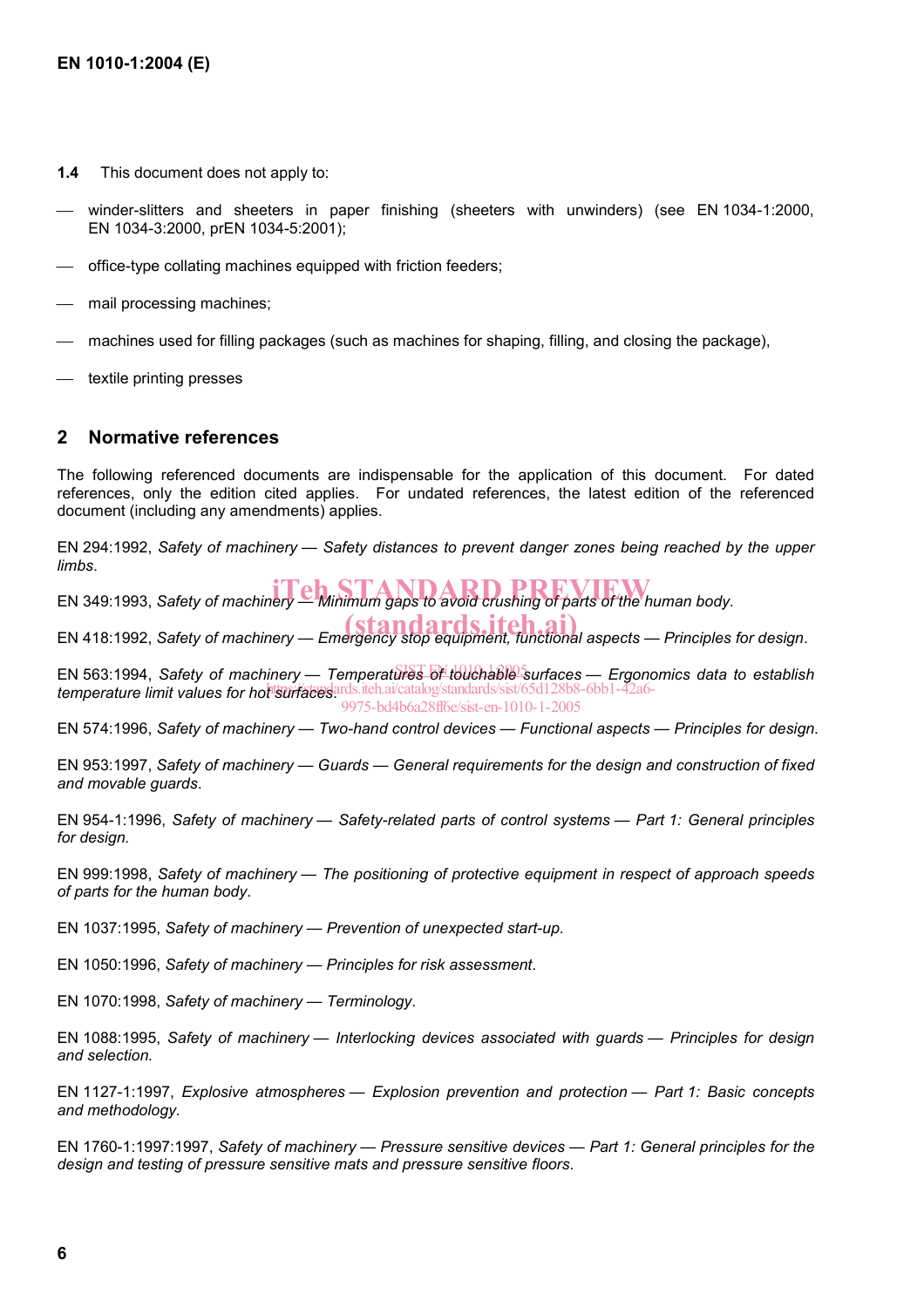**1.4** This document does not apply to:

- winder-slitters and sheeters in paper finishing (sheeters with unwinders) (see EN 1034-1:2000, EN 1034-3:2000, prEN 1034-5:2001);
- office-type collating machines equipped with friction feeders;
- mail processing machines;
- machines used for filling packages (such as machines for shaping, filling, and closing the package),
- textile printing presses

## 2 Normative references

The following referenced documents are indispensable for the application of this document. For dated references, only the edition cited applies. For undated references, the latest edition of the referenced document (including any amendments) applies.

EN 294:1992, *Safety of machinery — Safety distances to prevent danger zones being reached by the upper limbs*.

EN 349:1993, *Safety of machinery — Minimum gaps to avoid crushing of parts of the human body*.

EN 418:1992, *Safety of machinery — Emergency stop equipment, functional aspects — Principles for design*.

EN 563:1994, *Safety of machinery — Temperatures of touchable surfaces — Ergonomics data to establish temperature limit values for hot surfaces*.

EN 574:1996, *Safety of machinery — Two-hand control devices — Functional aspects — Principles for design*.

EN 953:1997, *Safety of machinery — Guards — General requirements for the design and construction of fixed and movable guards*.

EN 954-1:1996, *Safety of machinery — Safety-related parts of control systems — Part 1: General principles for design.*

EN 999:1998, *Safety of machinery — The positioning of protective equipment in respect of approach speeds of parts for the human body*.

EN 1037:1995, *Safety of machinery — Prevention of unexpected start-up*.

EN 1050:1996, *Safety of machinery — Principles for risk assessment*.

EN 1070:1998, *Safety of machinery — Terminology*.

EN 1088:1995, *Safety of machinery — Interlocking devices associated with guards — Principles for design and selection.*

EN 1127-1:1997, *Explosive atmospheres — Explosion prevention and protection — Part 1: Basic concepts and methodology.*

EN 1760-1:1997:1997, *Safety of machinery — Pressure sensitive devices — Part 1: General principles for the design and testing of pressure sensitive mats and pressure sensitive floors.*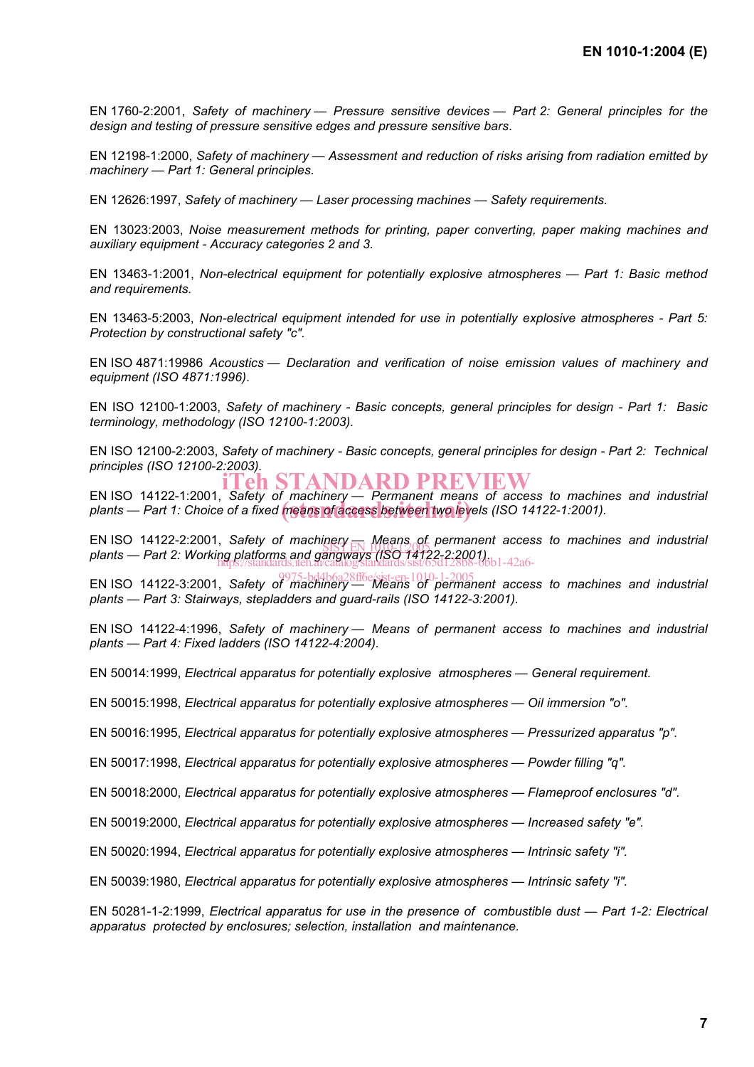EN 1760-2:2001, *Safety of machinery — Pressure sensitive devices — Part 2: General principles for the design and testing of pressure sensitive edges and pressure sensitive bars*.

EN 12198-1:2000, *Safety of machinery — Assessment and reduction of risks arising from radiation emitted by machinery — Part 1: General principles*.

EN 12626:1997, *Safety of machinery — Laser processing machines — Safety requirements.*

EN 13023:2003, *Noise measurement methods for printing, paper converting, paper making machines and auxiliary equipment - Accuracy categories 2 and 3.*

EN 13463-1:2001, *Non-electrical equipment for potentially explosive atmospheres — Part 1: Basic method and requirements.*

EN 13463-5:2003, *Non-electrical equipment intended for use in potentially explosive atmospheres - Part 5: Protection by constructional safety "c".*

EN ISO 4871:19986 *Acoustics — Declaration and verification of noise emission values of machinery and equipment (ISO 4871:1996)*.

EN ISO 12100-1:2003, *Safety of machinery - Basic concepts, general principles for design - Part 1: Basic terminology, methodology (ISO 12100-1:2003).*

EN ISO 12100-2:2003, *Safety of machinery - Basic concepts, general principles for design - Part 2: Technical principles (ISO 12100-2:2003).*

EN ISO 14122-1:2001, *Safety of machinery — Permanent means of access to machines and industrial plants — Part 1: Choice of a fixed means of access between two levels (ISO 14122-1:2001).*

EN ISO 14122-2:2001, *Safety of machinery — Means of permanent access to machines and industrial plants — Part 2: Working platforms and gangways (ISO 14122-2:2001).*

EN ISO 14122-3:2001, *Safety of machinery — Means of permanent access to machines and industrial plants — Part 3: Stairways, stepladders and guard-rails (ISO 14122-3:2001).*

EN ISO 14122-4:1996, *Safety of machinery — Means of permanent access to machines and industrial plants — Part 4: Fixed ladders (ISO 14122-4:2004).*

EN 50014:1999, *Electrical apparatus for potentially explosive atmospheres — General requirement.*

EN 50015:1998, *Electrical apparatus for potentially explosive atmospheres — Oil immersion "o".*

EN 50016:1995, *Electrical apparatus for potentially explosive atmospheres — Pressurized apparatus "p".*

EN 50017:1998, *Electrical apparatus for potentially explosive atmospheres — Powder filling "q".*

EN 50018:2000, *Electrical apparatus for potentially explosive atmospheres — Flameproof enclosures "d".*

EN 50019:2000, *Electrical apparatus for potentially explosive atmospheres — Increased safety "e".*

EN 50020:1994, *Electrical apparatus for potentially explosive atmospheres — Intrinsic safety "i".*

EN 50039:1980, *Electrical apparatus for potentially explosive atmospheres — Intrinsic safety "i".*

EN 50281-1-2:1999, *Electrical apparatus for use in the presence of combustible dust — Part 1-2: Electrical apparatus protected by enclosures; selection, installation and maintenance.*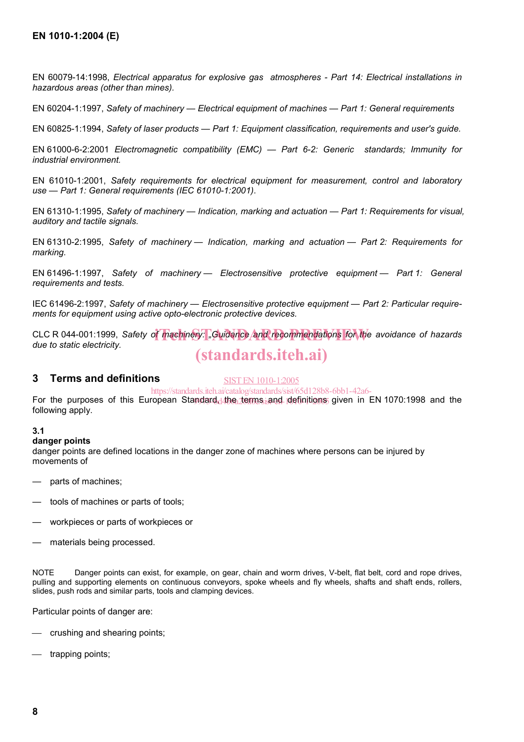EN 60079-14:1998, *Electrical apparatus for explosive gas atmospheres - Part 14: Electrical installations in hazardous areas (other than mines).*

EN 60204-1:1997, *Safety of machinery — Electrical equipment of machines — Part 1: General requirements*

EN 60825-1:1994, *Safety of laser products — Part 1: Equipment classification, requirements and user's guide.*

EN 61000-6-2:2001 *Electromagnetic compatibility (EMC) — Part 6-2: Generic standards; Immunity for industrial environment.*

EN 61010-1:2001, *Safety requirements for electrical equipment for measurement, control and laboratory use — Part 1: General requirements (IEC 61010-1:2001).*

EN 61310-1:1995, *Safety of machinery — Indication, marking and actuation — Part 1: Requirements for visual, auditory and tactile signals.*

EN 61310-2:1995, *Safety of machinery — Indication, marking and actuation — Part 2: Requirements for marking.*

EN 61496-1:1997, *Safety of machinery — Electrosensitive protective equipment — Part 1: General requirements and tests.*

IEC 61496-2:1997, *Safety of machinery — Electrosensitive protective equipment — Part 2: Particular requirements for equipment using active opto-electronic protective devices.*

CLC R 044-001:1999, *Safety of machinery: „Guidance and recommendations for the avoidance of hazards due to static electricity.*

## 3 Terms and definitions

For the purposes of this European Standard, the terms and definitions given in EN 1070:1998 and the following apply.

**3.1**

**danger points**

danger points are defined locations in the danger zone of machines where persons can be injured by movements of

- parts of machines;
- tools of machines or parts of tools;
- workpieces or parts of workpieces or
- materials being processed.

NOTE Danger points can exist, for example, on gear, chain and worm drives, V-belt, flat belt, cord and rope drives, pulling and supporting elements on continuous conveyors, spoke wheels and fly wheels, shafts and shaft ends, rollers, slides, push rods and similar parts, tools and clamping devices.

Particular points of danger are:

- crushing and shearing points;
- trapping points;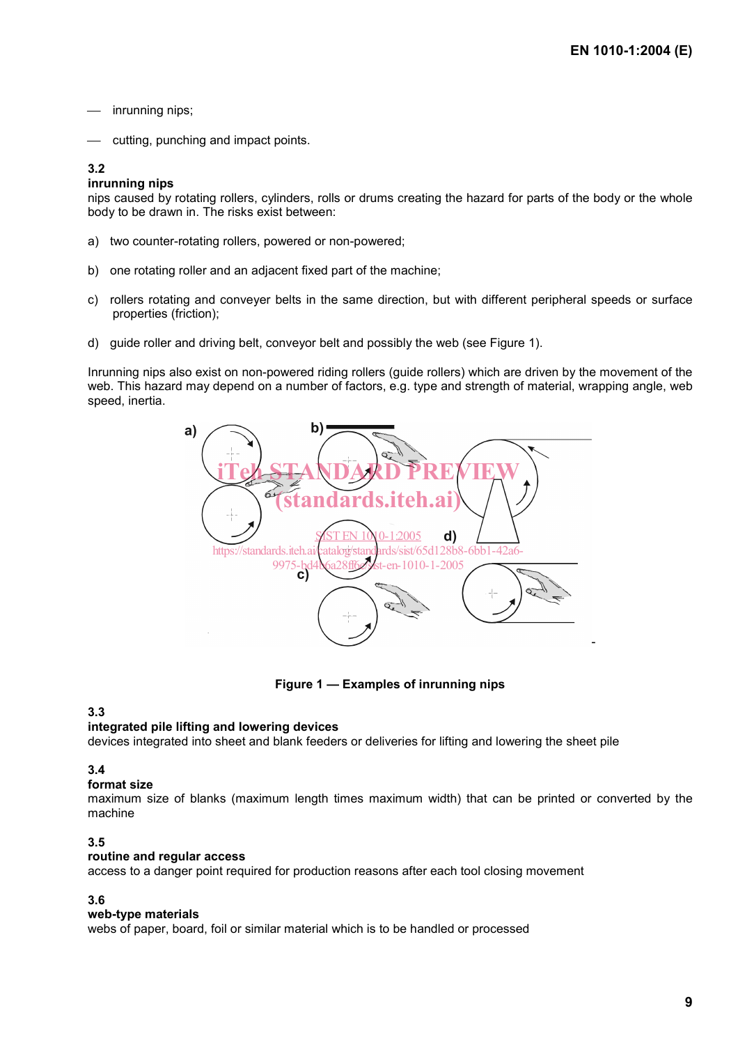— inrunning nips;

— cutting, punching and impact points.

**3.2**
**inrunning nips**
nips caused by rotating rollers, cylinders, rolls or drums creating the hazard for parts of the body or the whole body to be drawn in. The risks exist between:

a) two counter-rotating rollers, powered or non-powered;

b) one rotating roller and an adjacent fixed part of the machine;

c) rollers rotating and conveyer belts in the same direction, but with different peripheral speeds or surface properties (friction);

d) guide roller and driving belt, conveyor belt and possibly the web (see Figure 1).

Inrunning nips also exist on non-powered riding rollers (guide rollers) which are driven by the movement of the web. This hazard may depend on a number of factors, e.g. type and strength of material, wrapping angle, web speed, inertia.

**Figure 1 — Examples of inrunning nips**

**3.3**
**integrated pile lifting and lowering devices**
devices integrated into sheet and blank feeders or deliveries for lifting and lowering the sheet pile

**3.4**
**format size**
maximum size of blanks (maximum length times maximum width) that can be printed or converted by the machine

**3.5**
**routine and regular access**
access to a danger point required for production reasons after each tool closing movement

**3.6**
**web-type materials**
webs of paper, board, foil or similar material which is to be handled or processed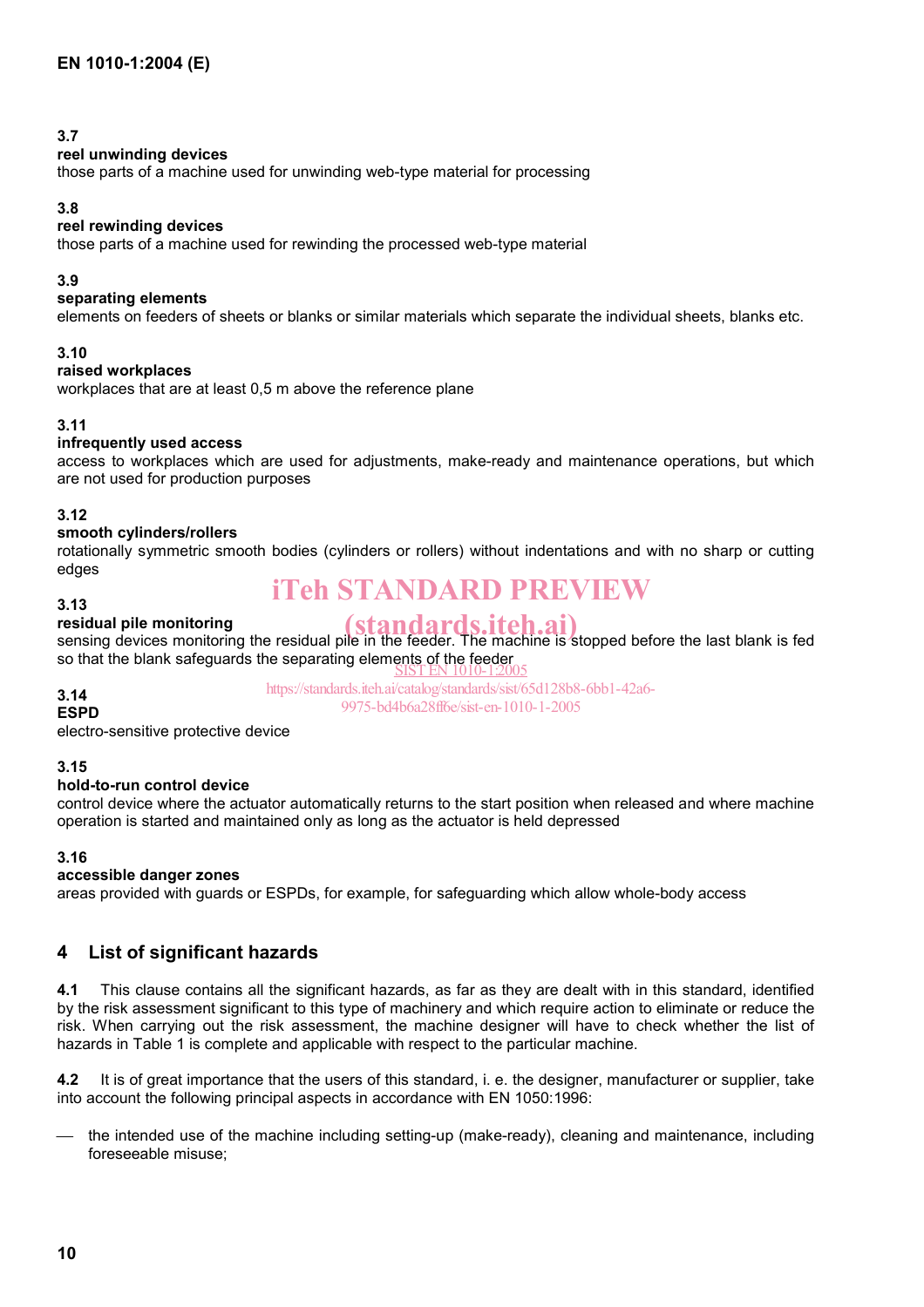**3.7**

**reel unwinding devices**

those parts of a machine used for unwinding web-type material for processing

**3.8**

**reel rewinding devices**

those parts of a machine used for rewinding the processed web-type material

**3.9**

**separating elements**

elements on feeders of sheets or blanks or similar materials which separate the individual sheets, blanks etc.

**3.10**

**raised workplaces**

workplaces that are at least 0,5 m above the reference plane

**3.11**

**infrequently used access**

access to workplaces which are used for adjustments, make-ready and maintenance operations, but which are not used for production purposes

**3.12**

**smooth cylinders/rollers**

rotationally symmetric smooth bodies (cylinders or rollers) without indentations and with no sharp or cutting edges

**3.13**

**residual pile monitoring**

sensing devices monitoring the residual pile in the feeder. The machine is stopped before the last blank is fed so that the blank safeguards the separating elements of the feeder

**3.14**

**ESPD**

electro-sensitive protective device

**3.15**

**hold-to-run control device**

control device where the actuator automatically returns to the start position when released and where machine operation is started and maintained only as long as the actuator is held depressed

**3.16**

**accessible danger zones**

areas provided with guards or ESPDs, for example, for safeguarding which allow whole-body access

## 4 List of significant hazards

**4.1** This clause contains all the significant hazards, as far as they are dealt with in this standard, identified by the risk assessment significant to this type of machinery and which require action to eliminate or reduce the risk. When carrying out the risk assessment, the machine designer will have to check whether the list of hazards in Table 1 is complete and applicable with respect to the particular machine.

**4.2** It is of great importance that the users of this standard, i. e. the designer, manufacturer or supplier, take into account the following principal aspects in accordance with EN 1050:1996:

— the intended use of the machine including setting-up (make-ready), cleaning and maintenance, including foreseeable misuse;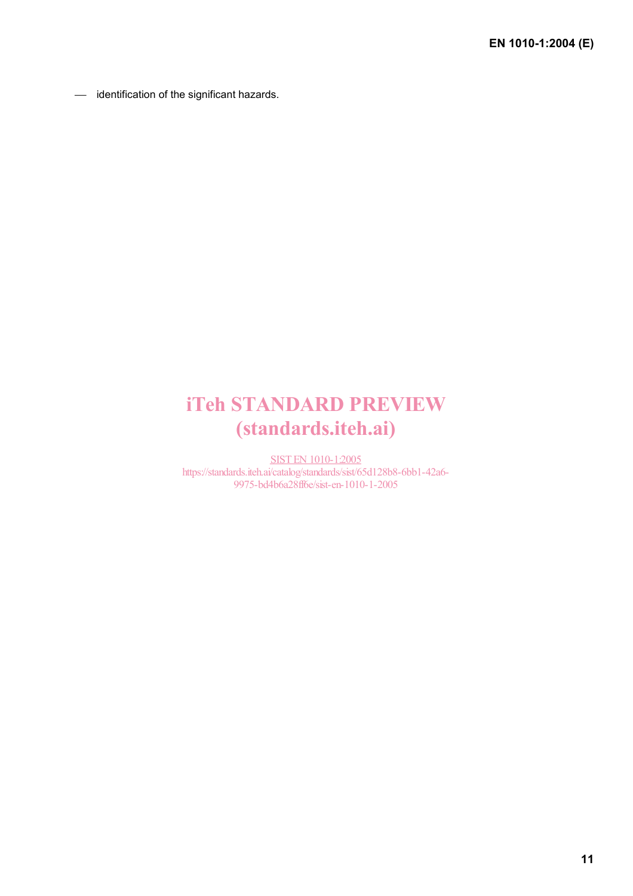— identification of the significant hazards.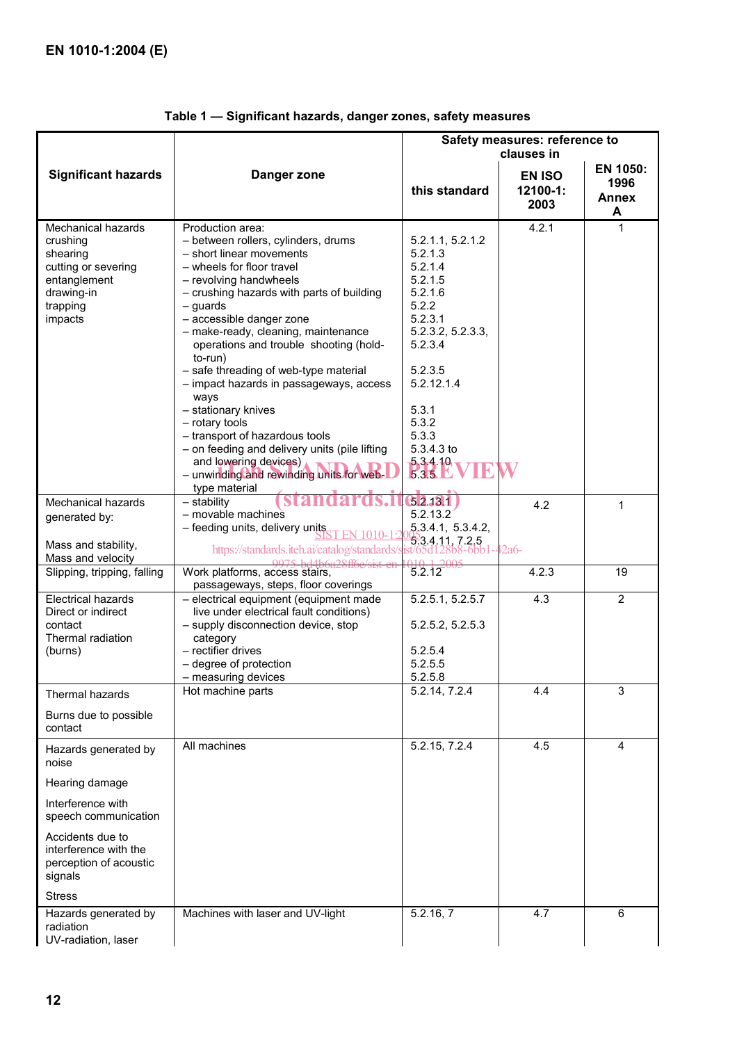**Table 1 — Significant hazards, danger zones, safety measures**

| Significant hazards | Danger zone | Safety measures: reference to clauses in | | |
|---|---|---|---|---|
| | | this standard | EN ISO 12100-1: 2003 | EN 1050: 1996 Annex A |
| Mechanical hazards<br>crushing<br>shearing<br>cutting or severing<br>entanglement<br>drawing-in<br>trapping<br>impacts | Production area:<br>– between rollers, cylinders, drums<br>– short linear movements<br>– wheels for floor travel<br>– revolving handwheels<br>– crushing hazards with parts of building<br>– guards<br>– accessible danger zone<br>– make-ready, cleaning, maintenance operations and trouble shooting (hold-to-run)<br>– safe threading of web-type material<br>– impact hazards in passageways, access ways<br>– stationary knives<br>– rotary tools<br>– transport of hazardous tools<br>– on feeding and delivery units (pile lifting and lowering devices)<br>– unwinding and rewinding units for web-type material | <br>5.2.1.1, 5.2.1.2<br>5.2.1.3<br>5.2.1.4<br>5.2.1.5<br>5.2.1.6<br>5.2.2<br>5.2.3.1<br>5.2.3.2, 5.2.3.3, 5.2.3.4<br>5.2.3.5<br>5.2.12.1.4<br>5.3.1<br>5.3.2<br>5.3.3<br>5.3.4.3 to 5.3.4.10<br>5.3.5 | 4.2.1 | 1 |
| Mechanical hazards generated by:<br><br>Mass and stability,<br>Mass and velocity | – stability<br>– movable machines<br>– feeding units, delivery units | 5.2.13.1<br>5.2.13.2<br>5.3.4.1, 5.3.4.2, 5.3.4.11, 7.2.5 | 4.2 | 1 |
| Slipping, tripping, falling | Work platforms, access stairs, passageways, steps, floor coverings | 5.2.12 | 4.2.3 | 19 |
| Electrical hazards<br>Direct or indirect contact<br>Thermal radiation (burns) | – electrical equipment (equipment made live under electrical fault conditions)<br>– supply disconnection device, stop category<br>– rectifier drives<br>– degree of protection<br>– measuring devices | 5.2.5.1, 5.2.5.7<br><br>5.2.5.2, 5.2.5.3<br><br>5.2.5.4<br>5.2.5.5<br>5.2.5.8 | 4.3 | 2 |
| Thermal hazards<br><br>Burns due to possible contact | Hot machine parts | 5.2.14, 7.2.4 | 4.4 | 3 |
| Hazards generated by noise<br><br>Hearing damage<br><br>Interference with speech communication<br><br>Accidents due to interference with the perception of acoustic signals<br><br>Stress | All machines | 5.2.15, 7.2.4 | 4.5 | 4 |
| Hazards generated by radiation<br>UV-radiation, laser | Machines with laser and UV-light | 5.2.16, 7 | 4.7 | 6 |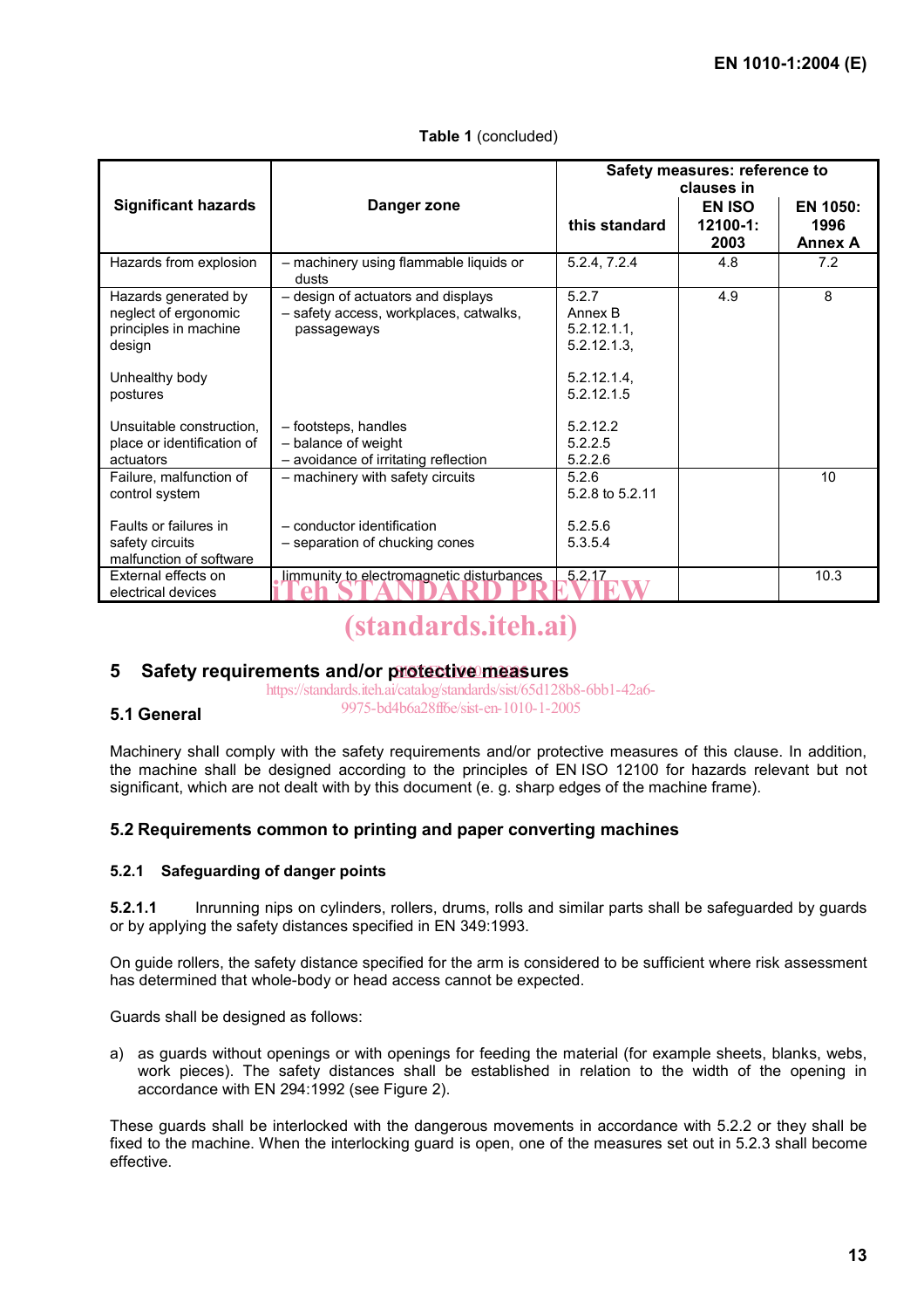**Table 1** (concluded)

| Significant hazards | Danger zone | Safety measures: reference to clauses in | | |
|---|---|---|---|---|
| | | this standard | EN ISO 12100-1: 2003 | EN 1050: 1996 Annex A |
| Hazards from explosion | – machinery using flammable liquids or dusts | 5.2.4, 7.2.4 | 4.8 | 7.2 |
| Hazards generated by neglect of ergonomic principles in machine design<br><br>Unhealthy body postures<br><br>Unsuitable construction, place or identification of actuators | – design of actuators and displays<br>– safety access, workplaces, catwalks, passageways<br><br><br><br><br>– footsteps, handles<br>– balance of weight<br>– avoidance of irritating reflection | 5.2.7<br>Annex B<br>5.2.12.1.1,<br>5.2.12.1.3,<br><br>5.2.12.1.4,<br>5.2.12.1.5<br><br>5.2.12.2<br>5.2.2.5<br>5.2.2.6 | 4.9 | 8 |
| Failure, malfunction of control system<br><br>Faults or failures in safety circuits malfunction of software | – machinery with safety circuits<br><br><br>– conductor identification<br>– separation of chucking cones | 5.2.6<br>5.2.8 to 5.2.11<br><br>5.2.5.6<br>5.3.5.4 | | 10 |
| External effects on electrical devices | Iimmunity to electromagnetic disturbances | 5.2.17 | | 10.3 |

## 5 Safety requirements and/or protective measures

### 5.1 General

Machinery shall comply with the safety requirements and/or protective measures of this clause. In addition, the machine shall be designed according to the principles of EN ISO 12100 for hazards relevant but not significant, which are not dealt with by this document (e. g. sharp edges of the machine frame).

### 5.2 Requirements common to printing and paper converting machines

#### 5.2.1 Safeguarding of danger points

**5.2.1.1** Inrunning nips on cylinders, rollers, drums, rolls and similar parts shall be safeguarded by guards or by applying the safety distances specified in EN 349:1993.

On guide rollers, the safety distance specified for the arm is considered to be sufficient where risk assessment has determined that whole-body or head access cannot be expected.

Guards shall be designed as follows:

a) as guards without openings or with openings for feeding the material (for example sheets, blanks, webs, work pieces). The safety distances shall be established in relation to the width of the opening in accordance with EN 294:1992 (see Figure 2).

These guards shall be interlocked with the dangerous movements in accordance with 5.2.2 or they shall be fixed to the machine. When the interlocking guard is open, one of the measures set out in 5.2.3 shall become effective.